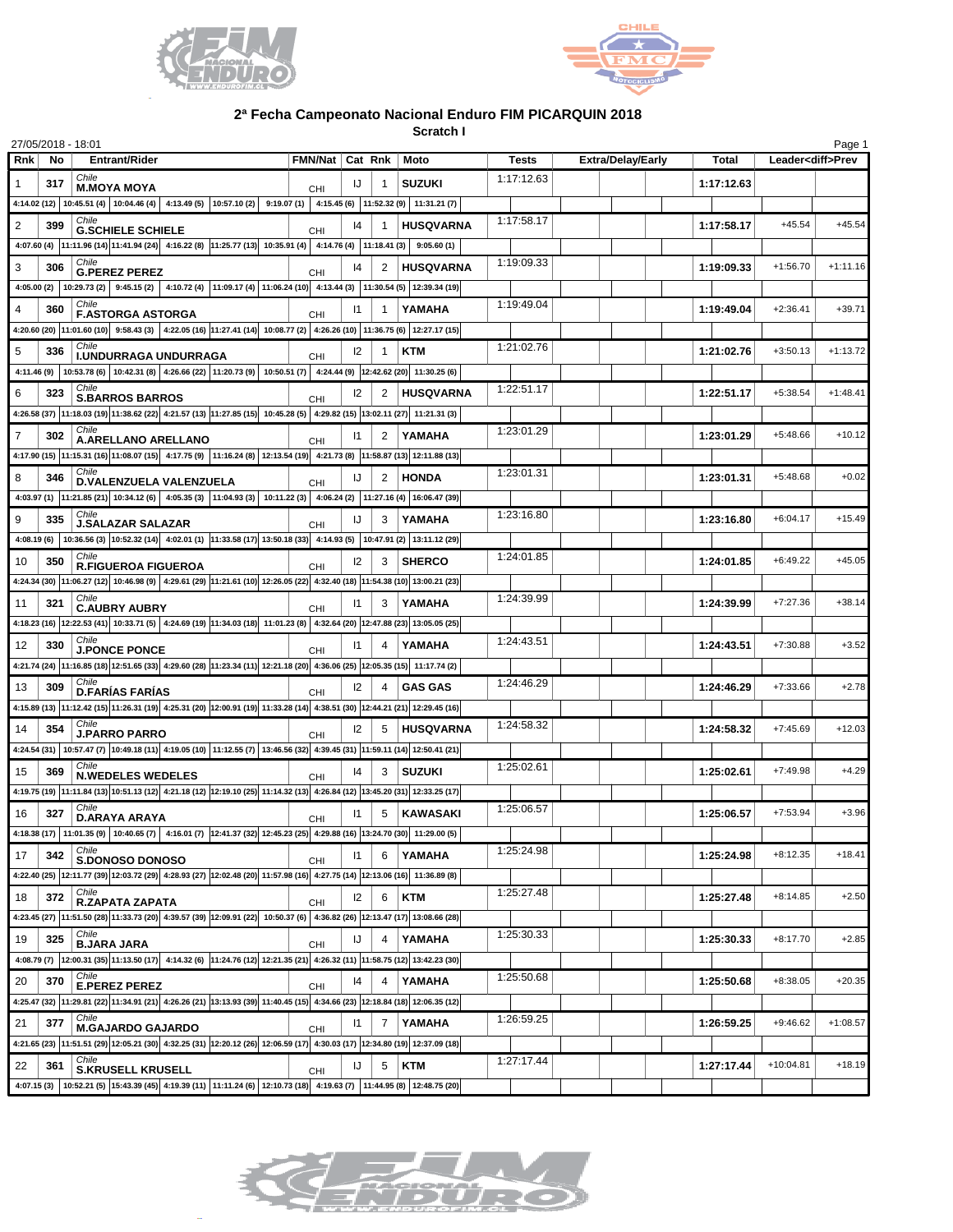## 2ª Fecha Campeonato Nacional Enduro FIM PICARQUIN 2018

**Scratch I**

27/05/2018 - 18:01

| Rnk | No | Entrant/Rider | FMN/Nat | Cat | Rnk | Moto | Tests | Extra/Delay/Early | Total | Leader<diff>Prev | |
|---|---|---|---|---|---|---|---|---|---|---|---|
| 1 | 317 | Chile **M.MOYA MOYA** | CHI | IJ | 1 | SUZUKI | 1:17:12.63 | | **1:17:12.63** | | |
| 4:14.02 (12) | 10:45.51 (4) | 10:04.46 (4) | 4:13.49 (5) | 10:57.10 (2) | 9:19.07 (1) | 4:15.45 (6) | 11:52.32 (9) | 11:31.21 (7) | | | |
| 2 | 399 | Chile **G.SCHIELE SCHIELE** | CHI | I4 | 1 | HUSQVARNA | 1:17:58.17 | | **1:17:58.17** | +45.54 | +45.54 |
| 4:07.60 (4) | 11:11.96 (14) | 11:41.94 (24) | 4:16.22 (8) | 11:25.77 (13) | 10:35.91 (4) | 4:14.76 (4) | 11:18.41 (3) | 9:05.60 (1) | | | |
| 3 | 306 | Chile **G.PEREZ PEREZ** | CHI | I4 | 2 | HUSQVARNA | 1:19:09.33 | | **1:19:09.33** | +1:56.70 | +1:11.16 |
| 4:05.00 (2) | 10:29.73 (2) | 9:45.15 (2) | 4:10.72 (4) | 11:09.17 (4) | 11:06.24 (10) | 4:13.44 (3) | 11:30.54 (5) | 12:39.34 (19) | | | |
| 4 | 360 | Chile **F.ASTORGA ASTORGA** | CHI | I1 | 1 | YAMAHA | 1:19:49.04 | | **1:19:49.04** | +2:36.41 | +39.71 |
| 4:20.60 (20) | 11:01.60 (10) | 9:58.43 (3) | 4:22.05 (16) | 11:27.41 (14) | 10:08.77 (2) | 4:26.26 (10) | 11:36.75 (6) | 12:27.17 (15) | | | |
| 5 | 336 | Chile **I.UNDURRAGA UNDURRAGA** | CHI | I2 | 1 | KTM | 1:21:02.76 | | **1:21:02.76** | +3:50.13 | +1:13.72 |
| 4:11.46 (9) | 10:53.78 (6) | 10:42.31 (8) | 4:26.66 (22) | 11:20.73 (9) | 10:50.51 (7) | 4:24.44 (9) | 12:42.62 (20) | 11:30.25 (6) | | | |
| 6 | 323 | Chile **S.BARROS BARROS** | CHI | I2 | 2 | HUSQVARNA | 1:22:51.17 | | **1:22:51.17** | +5:38.54 | +1:48.41 |
| 4:26.58 (37) | 11:18.03 (19) | 11:38.62 (22) | 4:21.57 (13) | 11:27.85 (15) | 10:45.28 (5) | 4:29.82 (15) | 13:02.11 (27) | 11:21.31 (3) | | | |
| 7 | 302 | Chile **A.ARELLANO ARELLANO** | CHI | I1 | 2 | YAMAHA | 1:23:01.29 | | **1:23:01.29** | +5:48.66 | +10.12 |
| 4:17.90 (15) | 11:15.31 (16) | 11:08.07 (15) | 4:17.75 (9) | 11:16.24 (8) | 12:13.54 (19) | 4:21.73 (8) | 11:58.87 (13) | 12:11.88 (13) | | | |
| 8 | 346 | Chile **D.VALENZUELA VALENZUELA** | CHI | IJ | 2 | HONDA | 1:23:01.31 | | **1:23:01.31** | +5:48.68 | +0.02 |
| 4:03.97 (1) | 11:21.85 (21) | 10:34.12 (6) | 4:05.35 (3) | 11:04.93 (3) | 10:11.22 (3) | 4:06.24 (2) | 11:27.16 (4) | 16:06.47 (39) | | | |
| 9 | 335 | Chile **J.SALAZAR SALAZAR** | CHI | IJ | 3 | YAMAHA | 1:23:16.80 | | **1:23:16.80** | +6:04.17 | +15.49 |
| 4:08.19 (6) | 10:36.56 (3) | 10:52.32 (14) | 4:02.01 (1) | 11:33.58 (17) | 13:50.18 (33) | 4:14.93 (5) | 10:47.91 (2) | 13:11.12 (29) | | | |
| 10 | 350 | Chile **R.FIGUEROA FIGUEROA** | CHI | I2 | 3 | SHERCO | 1:24:01.85 | | **1:24:01.85** | +6:49.22 | +45.05 |
| 4:24.34 (30) | 11:06.27 (12) | 10:46.98 (9) | 4:29.61 (29) | 11:21.61 (10) | 12:26.05 (22) | 4:32.40 (18) | 11:54.38 (10) | 13:00.21 (23) | | | |
| 11 | 321 | Chile **C.AUBRY AUBRY** | CHI | I1 | 3 | YAMAHA | 1:24:39.99 | | **1:24:39.99** | +7:27.36 | +38.14 |
| 4:18.23 (16) | 12:22.53 (41) | 10:33.71 (5) | 4:24.69 (19) | 11:34.03 (18) | 11:01.23 (8) | 4:32.64 (20) | 12:47.88 (23) | 13:05.05 (25) | | | |
| 12 | 330 | Chile **J.PONCE PONCE** | CHI | I1 | 4 | YAMAHA | 1:24:43.51 | | **1:24:43.51** | +7:30.88 | +3.52 |
| 4:21.74 (24) | 11:16.85 (18) | 12:51.65 (33) | 4:29.60 (28) | 11:23.34 (11) | 12:21.18 (20) | 4:36.06 (25) | 12:05.35 (15) | 11:17.74 (2) | | | |
| 13 | 309 | Chile **D.FARÍAS FARÍAS** | CHI | I2 | 4 | GAS GAS | 1:24:46.29 | | **1:24:46.29** | +7:33.66 | +2.78 |
| 4:15.89 (13) | 11:12.42 (15) | 11:26.31 (19) | 4:25.31 (20) | 12:00.91 (19) | 11:33.28 (14) | 4:38.51 (30) | 12:44.21 (21) | 12:29.45 (16) | | | |
| 14 | 354 | Chile **J.PARRO PARRO** | CHI | I2 | 5 | HUSQVARNA | 1:24:58.32 | | **1:24:58.32** | +7:45.69 | +12.03 |
| 4:24.54 (31) | 10:57.47 (7) | 10:49.18 (11) | 4:19.05 (10) | 11:12.55 (7) | 13:46.56 (32) | 4:39.45 (31) | 11:59.11 (14) | 12:50.41 (21) | | | |
| 15 | 369 | Chile **N.WEDELES WEDELES** | CHI | I4 | 3 | SUZUKI | 1:25:02.61 | | **1:25:02.61** | +7:49.98 | +4.29 |
| 4:19.75 (19) | 11:11.84 (13) | 10:51.13 (12) | 4:21.18 (12) | 12:19.10 (25) | 11:14.32 (13) | 4:26.84 (12) | 13:45.20 (31) | 12:33.25 (17) | | | |
| 16 | 327 | Chile **D.ARAYA ARAYA** | CHI | I1 | 5 | KAWASAKI | 1:25:06.57 | | **1:25:06.57** | +7:53.94 | +3.96 |
| 4:18.38 (17) | 11:01.35 (9) | 10:40.65 (7) | 4:16.01 (7) | 12:41.37 (32) | 12:45.23 (25) | 4:29.88 (16) | 13:24.70 (30) | 11:29.00 (5) | | | |
| 17 | 342 | Chile **S.DONOSO DONOSO** | CHI | I1 | 6 | YAMAHA | 1:25:24.98 | | **1:25:24.98** | +8:12.35 | +18.41 |
| 4:22.40 (25) | 12:11.77 (39) | 12:03.72 (29) | 4:28.93 (27) | 12:02.48 (20) | 11:57.98 (16) | 4:27.75 (14) | 12:13.06 (16) | 11:36.89 (8) | | | |
| 18 | 372 | Chile **R.ZAPATA ZAPATA** | CHI | I2 | 6 | KTM | 1:25:27.48 | | **1:25:27.48** | +8:14.85 | +2.50 |
| 4:23.45 (27) | 11:51.50 (28) | 11:33.73 (20) | 4:39.57 (39) | 12:09.91 (22) | 10:50.37 (6) | 4:36.82 (26) | 12:13.47 (17) | 13:08.66 (28) | | | |
| 19 | 325 | Chile **B.JARA JARA** | CHI | IJ | 4 | YAMAHA | 1:25:30.33 | | **1:25:30.33** | +8:17.70 | +2.85 |
| 4:08.79 (7) | 12:00.31 (35) | 11:13.50 (17) | 4:14.32 (6) | 11:24.76 (12) | 12:21.35 (21) | 4:26.32 (11) | 11:58.75 (12) | 13:42.23 (30) | | | |
| 20 | 370 | Chile **E.PEREZ PEREZ** | CHI | I4 | 4 | YAMAHA | 1:25:50.68 | | **1:25:50.68** | +8:38.05 | +20.35 |
| 4:25.47 (32) | 11:29.81 (22) | 11:34.91 (21) | 4:26.26 (21) | 13:13.93 (39) | 11:40.45 (15) | 4:34.66 (23) | 12:18.84 (18) | 12:06.35 (12) | | | |
| 21 | 377 | Chile **M.GAJARDO GAJARDO** | CHI | I1 | 7 | YAMAHA | 1:26:59.25 | | **1:26:59.25** | +9:46.62 | +1:08.57 |
| 4:21.65 (23) | 11:51.51 (29) | 12:05.21 (30) | 4:32.25 (31) | 12:20.12 (26) | 12:06.59 (17) | 4:30.03 (17) | 12:34.80 (19) | 12:37.09 (18) | | | |
| 22 | 361 | Chile **S.KRUSELL KRUSELL** | CHI | IJ | 5 | KTM | 1:27:17.44 | | **1:27:17.44** | +10:04.81 | +18.19 |
| 4:07.15 (3) | 10:52.21 (5) | 15:43.39 (45) | 4:19.39 (11) | 11:11.24 (6) | 12:10.73 (18) | 4:19.63 (7) | 11:44.95 (8) | 12:48.75 (20) | | | |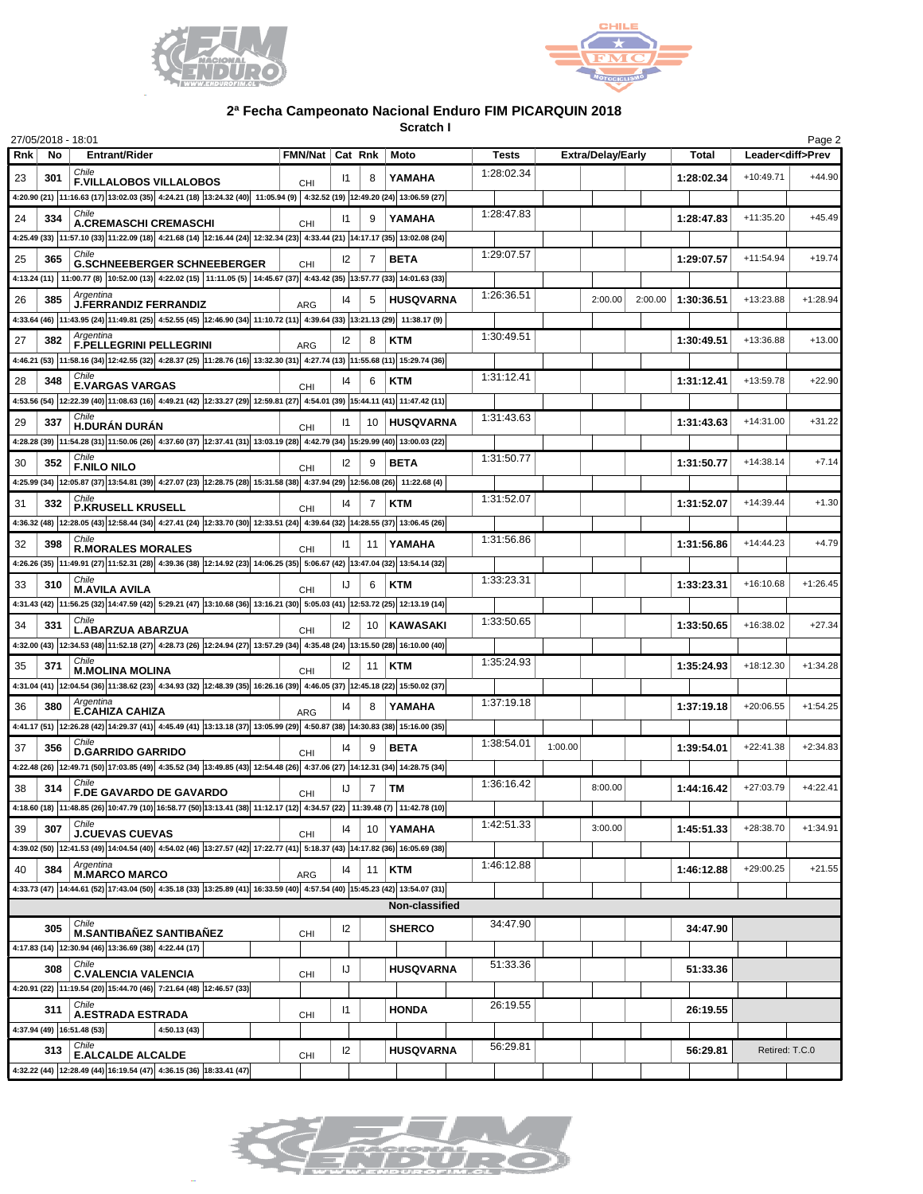## 2ª Fecha Campeonato Nacional Enduro FIM PICARQUIN 2018

**Scratch I**

27/05/2018 - 18:01

| Rnk | No | Entrant/Rider | FMN/Nat | Cat | Rnk | Moto | Tests | Extra/Delay/Early | | | Total | Leader<diff>Prev | |
|---|---|---|---|---|---|---|---|---|---|---|---|---|---|
| 23 | 301 | Chile **F.VILLALOBOS VILLALOBOS** | CHI | I1 | 8 | YAMAHA | 1:28:02.34 | | | | 1:28:02.34 | +10:49.71 | +44.90 |
| | | 4:20.90 (21) 11:16.63 (17) 13:02.03 (35) 4:24.21 (18) 13:24.32 (40) 11:05.94 (9) 4:32.52 (19) 12:49.20 (24) 13:06.59 (27) | | | | | | | | | | | |
| 24 | 334 | Chile **A.CREMASCHI CREMASCHI** | CHI | I1 | 9 | YAMAHA | 1:28:47.83 | | | | 1:28:47.83 | +11:35.20 | +45.49 |
| | | 4:25.49 (33) 11:57.10 (33) 11:22.09 (18) 4:21.68 (14) 12:16.44 (24) 12:32.34 (23) 4:33.44 (21) 14:17.17 (35) 13:02.08 (24) | | | | | | | | | | | |
| 25 | 365 | Chile **G.SCHNEEBERGER SCHNEEBERGER** | CHI | I2 | 7 | BETA | 1:29:07.57 | | | | 1:29:07.57 | +11:54.94 | +19.74 |
| | | 4:13.24 (11) 11:00.77 (8) 10:52.00 (13) 4:22.02 (15) 11:11.05 (5) 14:45.67 (37) 4:43.42 (35) 13:57.77 (33) 14:01.63 (33) | | | | | | | | | | | |
| 26 | 385 | Argentina **J.FERRANDIZ FERRANDIZ** | ARG | I4 | 5 | HUSQVARNA | 1:26:36.51 | | 2:00.00 | 2:00.00 | 1:30:36.51 | +13:23.88 | +1:28.94 |
| | | 4:33.64 (46) 11:43.95 (24) 11:49.81 (25) 4:52.55 (45) 12:46.90 (34) 11:10.72 (11) 4:39.64 (33) 13:21.13 (29) 11:38.17 (9) | | | | | | | | | | | |
| 27 | 382 | Argentina **F.PELLEGRINI PELLEGRINI** | ARG | I2 | 8 | KTM | 1:30:49.51 | | | | 1:30:49.51 | +13:36.88 | +13.00 |
| | | 4:46.21 (53) 11:58.16 (34) 12:42.55 (32) 4:28.37 (25) 11:28.76 (16) 13:32.30 (31) 4:27.74 (13) 11:55.68 (11) 15:29.74 (36) | | | | | | | | | | | |
| 28 | 348 | Chile **E.VARGAS VARGAS** | CHI | I4 | 6 | KTM | 1:31:12.41 | | | | 1:31:12.41 | +13:59.78 | +22.90 |
| | | 4:53.56 (54) 12:22.39 (40) 11:08.63 (16) 4:49.21 (42) 12:33.27 (29) 12:59.81 (27) 4:54.01 (39) 15:44.11 (41) 11:47.42 (11) | | | | | | | | | | | |
| 29 | 337 | Chile **H.DURÁN DURÁN** | CHI | I1 | 10 | HUSQVARNA | 1:31:43.63 | | | | 1:31:43.63 | +14:31.00 | +31.22 |
| | | 4:28.28 (39) 11:54.28 (31) 11:50.06 (26) 4:37.60 (37) 12:37.41 (31) 13:03.19 (28) 4:42.79 (34) 15:29.99 (40) 13:00.03 (22) | | | | | | | | | | | |
| 30 | 352 | Chile **F.NILO NILO** | CHI | I2 | 9 | BETA | 1:31:50.77 | | | | 1:31:50.77 | +14:38.14 | +7.14 |
| | | 4:25.99 (34) 12:05.87 (37) 13:54.81 (39) 4:27.07 (23) 12:28.75 (28) 15:31.58 (38) 4:37.94 (29) 12:56.08 (26) 11:22.68 (4) | | | | | | | | | | | |
| 31 | 332 | Chile **P.KRUSELL KRUSELL** | CHI | I4 | 7 | KTM | 1:31:52.07 | | | | 1:31:52.07 | +14:39.44 | +1.30 |
| | | 4:36.32 (48) 12:28.05 (43) 12:58.44 (34) 4:27.41 (24) 12:33.70 (30) 12:33.51 (24) 4:39.64 (32) 14:28.55 (37) 13:06.45 (26) | | | | | | | | | | | |
| 32 | 398 | Chile **R.MORALES MORALES** | CHI | I1 | 11 | YAMAHA | 1:31:56.86 | | | | 1:31:56.86 | +14:44.23 | +4.79 |
| | | 4:26.26 (35) 11:49.91 (27) 11:52.31 (28) 4:39.36 (38) 12:14.92 (23) 14:06.25 (35) 5:06.67 (42) 13:47.04 (32) 13:54.14 (32) | | | | | | | | | | | |
| 33 | 310 | Chile **M.AVILA AVILA** | CHI | IJ | 6 | KTM | 1:33:23.31 | | | | 1:33:23.31 | +16:10.68 | +1:26.45 |
| | | 4:31.43 (42) 11:56.25 (32) 14:47.59 (42) 5:29.21 (47) 13:10.68 (36) 13:16.21 (30) 5:05.03 (41) 12:53.72 (25) 12:13.19 (14) | | | | | | | | | | | |
| 34 | 331 | Chile **L.ABARZUA ABARZUA** | CHI | I2 | 10 | KAWASAKI | 1:33:50.65 | | | | 1:33:50.65 | +16:38.02 | +27.34 |
| | | 4:32.00 (43) 12:34.53 (48) 11:52.18 (27) 4:28.73 (26) 12:24.94 (27) 13:57.29 (34) 4:35.48 (24) 13:15.50 (28) 16:10.00 (40) | | | | | | | | | | | |
| 35 | 371 | Chile **M.MOLINA MOLINA** | CHI | I2 | 11 | KTM | 1:35:24.93 | | | | 1:35:24.93 | +18:12.30 | +1:34.28 |
| | | 4:31.04 (41) 12:04.54 (36) 11:38.62 (23) 4:34.93 (32) 12:48.39 (35) 16:26.16 (39) 4:46.05 (37) 12:45.18 (22) 15:50.02 (37) | | | | | | | | | | | |
| 36 | 380 | Argentina **E.CAHIZA CAHIZA** | ARG | I4 | 8 | YAMAHA | 1:37:19.18 | | | | 1:37:19.18 | +20:06.55 | +1:54.25 |
| | | 4:41.17 (51) 12:26.28 (42) 14:29.37 (41) 4:45.49 (41) 13:13.18 (37) 13:05.99 (29) 4:50.87 (38) 14:30.83 (38) 15:16.00 (35) | | | | | | | | | | | |
| 37 | 356 | Chile **D.GARRIDO GARRIDO** | CHI | I4 | 9 | BETA | 1:38:54.01 | 1:00.00 | | | 1:39:54.01 | +22:41.38 | +2:34.83 |
| | | 4:22.48 (26) 12:49.71 (50) 17:03.85 (49) 4:35.52 (34) 13:49.85 (43) 12:54.48 (26) 4:37.06 (27) 14:12.31 (34) 14:28.75 (34) | | | | | | | | | | | |
| 38 | 314 | Chile **F.DE GAVARDO DE GAVARDO** | CHI | IJ | 7 | TM | 1:36:16.42 | | 8:00.00 | | 1:44:16.42 | +27:03.79 | +4:22.41 |
| | | 4:18.60 (18) 11:48.85 (26) 10:47.79 (10) 16:58.77 (50) 13:13.41 (38) 11:12.17 (12) 4:34.57 (22) 11:39.48 (7) 11:42.78 (10) | | | | | | | | | | | |
| 39 | 307 | Chile **J.CUEVAS CUEVAS** | CHI | I4 | 10 | YAMAHA | 1:42:51.33 | | 3:00.00 | | 1:45:51.33 | +28:38.70 | +1:34.91 |
| | | 4:39.02 (50) 12:41.53 (49) 14:04.54 (40) 4:54.02 (46) 13:27.57 (42) 17:22.77 (41) 5:18.37 (43) 14:17.82 (36) 16:05.69 (38) | | | | | | | | | | | |
| 40 | 384 | Argentina **M.MARCO MARCO** | ARG | I4 | 11 | KTM | 1:46:12.88 | | | | 1:46:12.88 | +29:00.25 | +21.55 |
| | | 4:33.73 (47) 14:44.61 (52) 17:43.04 (50) 4:35.18 (33) 13:25.89 (41) 16:33.59 (40) 4:57.54 (40) 15:45.23 (42) 13:54.07 (31) | | | | | | | | | | | |
| | | **Non-classified** | | | | | | | | | | | |
| | 305 | Chile **M.SANTIBAÑEZ SANTIBAÑEZ** | CHI | I2 | | SHERCO | 34:47.90 | | | | 34:47.90 | | |
| | | 4:17.83 (14) 12:30.94 (46) 13:36.69 (38) 4:22.44 (17) | | | | | | | | | | | |
| | 308 | Chile **C.VALENCIA VALENCIA** | CHI | IJ | | HUSQVARNA | 51:33.36 | | | | 51:33.36 | | |
| | | 4:20.91 (22) 11:19.54 (20) 15:44.70 (46) 7:21.64 (48) 12:46.57 (33) | | | | | | | | | | | |
| | 311 | Chile **A.ESTRADA ESTRADA** | CHI | I1 | | HONDA | 26:19.55 | | | | 26:19.55 | | |
| | | 4:37.94 (49) 16:51.48 (53) 4:50.13 (43) | | | | | | | | | | | |
| | 313 | Chile **E.ALCALDE ALCALDE** | CHI | I2 | | HUSQVARNA | 56:29.81 | | | | 56:29.81 | Retired: T.C.0 | |
| | | 4:32.22 (44) 12:28.49 (44) 16:19.54 (47) 4:36.15 (36) 18:33.41 (47) | | | | | | | | | | | |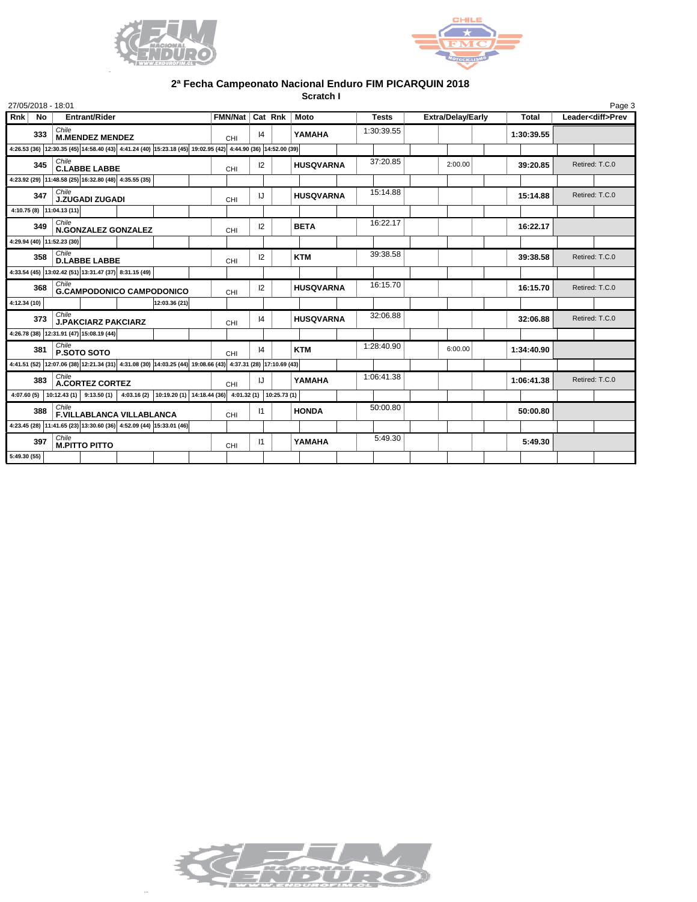## 2ª Fecha Campeonato Nacional Enduro FIM PICARQUIN 2018

**Scratch I**

27/05/2018 - 18:01

| Rnk | No | Entrant/Rider | FMN/Nat | Cat | Rnk | Moto | Tests | Extra/Delay/Early | Total | Leader<diff>Prev |
|---|---|---|---|---|---|---|---|---|---|---|
| | 333 | Chile **M.MENDEZ MENDEZ** | CHI | I4 | | **YAMAHA** | 1:30:39.55 | | **1:30:39.55** | |
| | | 4:26.53 (36) 12:30.35 (45) 14:58.40 (43) 4:41.24 (40) 15:23.18 (45) 19:02.95 (42) 4:44.90 (36) 14:52.00 (39) | | | | | | | | |
| | 345 | Chile **C.LABBE LABBE** | CHI | I2 | | **HUSQVARNA** | 37:20.85 | 2:00.00 | **39:20.85** | Retired: T.C.0 |
| | | 4:23.92 (29) 11:48.58 (25) 16:32.80 (48) 4:35.55 (35) | | | | | | | | |
| | 347 | Chile **J.ZUGADI ZUGADI** | CHI | IJ | | **HUSQVARNA** | 15:14.88 | | **15:14.88** | Retired: T.C.0 |
| | | 4:10.75 (8) 11:04.13 (11) | | | | | | | | |
| | 349 | Chile **N.GONZALEZ GONZALEZ** | CHI | I2 | | **BETA** | 16:22.17 | | **16:22.17** | |
| | | 4:29.94 (40) 11:52.23 (30) | | | | | | | | |
| | 358 | Chile **D.LABBE LABBE** | CHI | I2 | | **KTM** | 39:38.58 | | **39:38.58** | Retired: T.C.0 |
| | | 4:33.54 (45) 13:02.42 (51) 13:31.47 (37) 8:31.15 (49) | | | | | | | | |
| | 368 | Chile **G.CAMPODONICO CAMPODONICO** | CHI | I2 | | **HUSQVARNA** | 16:15.70 | | **16:15.70** | Retired: T.C.0 |
| | | 4:12.34 (10) 12:03.36 (21) | | | | | | | | |
| | 373 | Chile **J.PAKCIARZ PAKCIARZ** | CHI | I4 | | **HUSQVARNA** | 32:06.88 | | **32:06.88** | Retired: T.C.0 |
| | | 4:26.78 (38) 12:31.91 (47) 15:08.19 (44) | | | | | | | | |
| | 381 | Chile **P.SOTO SOTO** | CHI | I4 | | **KTM** | 1:28:40.90 | 6:00.00 | **1:34:40.90** | |
| | | 4:41.51 (52) 12:07.06 (38) 12:21.34 (31) 4:31.08 (30) 14:03.25 (44) 19:08.66 (43) 4:37.31 (28) 17:10.69 (43) | | | | | | | | |
| | 383 | Chile **A.CORTEZ CORTEZ** | CHI | IJ | | **YAMAHA** | 1:06:41.38 | | **1:06:41.38** | Retired: T.C.0 |
| | | 4:07.60 (5) 10:12.43 (1) 9:13.50 (1) 4:03.16 (2) 10:19.20 (1) 14:18.44 (36) 4:01.32 (1) 10:25.73 (1) | | | | | | | | |
| | 388 | Chile **F.VILLABLANCA VILLABLANCA** | CHI | I1 | | **HONDA** | 50:00.80 | | **50:00.80** | |
| | | 4:23.45 (28) 11:41.65 (23) 13:30.60 (36) 4:52.09 (44) 15:33.01 (46) | | | | | | | | |
| | 397 | Chile **M.PITTO PITTO** | CHI | I1 | | **YAMAHA** | 5:49.30 | | **5:49.30** | |
| | | 5:49.30 (55) | | | | | | | | |